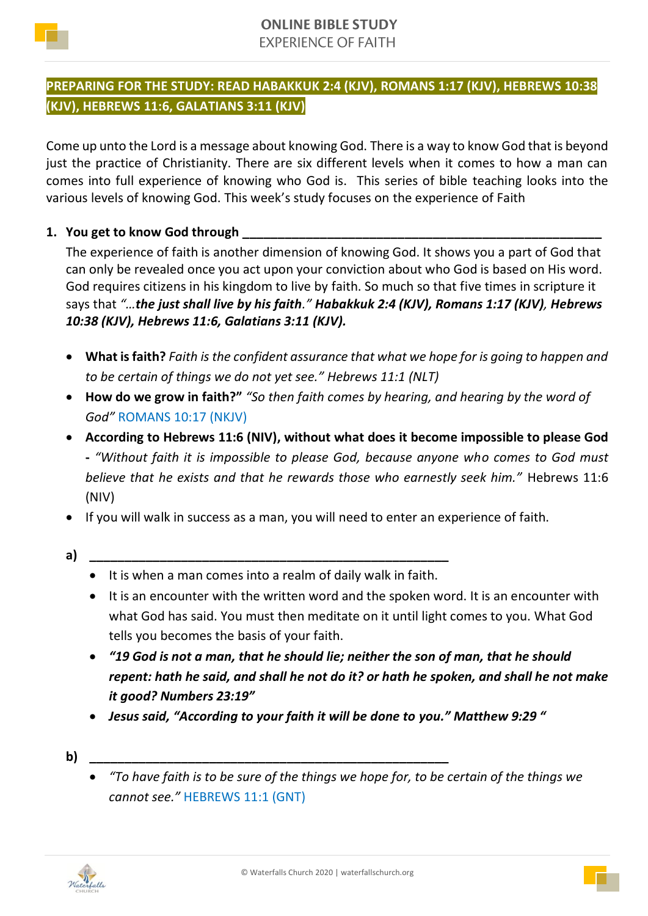**ONLINE BIBLE STUDY**
EXPERIENCE OF FAITH

## PREPARING FOR THE STUDY: READ HABAKKUK 2:4 (KJV), ROMANS 1:17 (KJV), HEBREWS 10:38 (KJV), HEBREWS 11:6, GALATIANS 3:11 (KJV)

Come up unto the Lord is a message about knowing God. There is a way to know God that is beyond just the practice of Christianity. There are six different levels when it comes to how a man can comes into full experience of knowing who God is. This series of bible teaching looks into the various levels of knowing God. This week's study focuses on the experience of Faith

1. **You get to know God through \_\_\_\_\_\_\_\_\_\_\_\_\_\_\_\_\_\_\_\_\_\_\_\_\_\_\_\_\_\_\_\_\_\_\_\_\_\_\_\_\_\_\_\_\_\_\_\_\_\_\_\_**

   The experience of faith is another dimension of knowing God. It shows you a part of God that can only be revealed once you act upon your conviction about who God is based on His word. God requires citizens in his kingdom to live by faith. So much so that five times in scripture it says that *"…**the just shall live by his faith**."* ***Habakkuk 2:4 (KJV), Romans 1:17 (KJV), Hebrews 10:38 (KJV), Hebrews 11:6, Galatians 3:11 (KJV).***

   - **What is faith?** *Faith is the confident assurance that what we hope for is going to happen and to be certain of things we do not yet see." Hebrews 11:1 (NLT)*
   - **How do we grow in faith?"** *"So then faith comes by hearing, and hearing by the word of God"* ROMANS 10:17 (NKJV)
   - **According to Hebrews 11:6 (NIV), without what does it become impossible to please God -** *"Without faith it is impossible to please God, because anyone who comes to God must believe that he exists and that he rewards those who earnestly seek him."* Hebrews 11:6 (NIV)
   - If you will walk in success as a man, you will need to enter an experience of faith.

   **a)** \_\_\_\_\_\_\_\_\_\_\_\_\_\_\_\_\_\_\_\_\_\_\_\_\_\_\_\_\_\_\_\_\_\_\_\_\_\_\_\_\_\_\_\_\_\_\_\_\_\_\_\_

   - It is when a man comes into a realm of daily walk in faith.
   - It is an encounter with the written word and the spoken word. It is an encounter with what God has said. You must then meditate on it until light comes to you. What God tells you becomes the basis of your faith.
   - ***"19 God is not a man, that he should lie; neither the son of man, that he should repent: hath he said, and shall he not do it? or hath he spoken, and shall he not make it good? Numbers 23:19"***
   - ***Jesus said, "According to your faith it will be done to you." Matthew 9:29 "***

   **b)** \_\_\_\_\_\_\_\_\_\_\_\_\_\_\_\_\_\_\_\_\_\_\_\_\_\_\_\_\_\_\_\_\_\_\_\_\_\_\_\_\_\_\_\_\_\_\_\_\_\_\_\_

   - *"To have faith is to be sure of the things we hope for, to be certain of the things we cannot see."* HEBREWS 11:1 (GNT)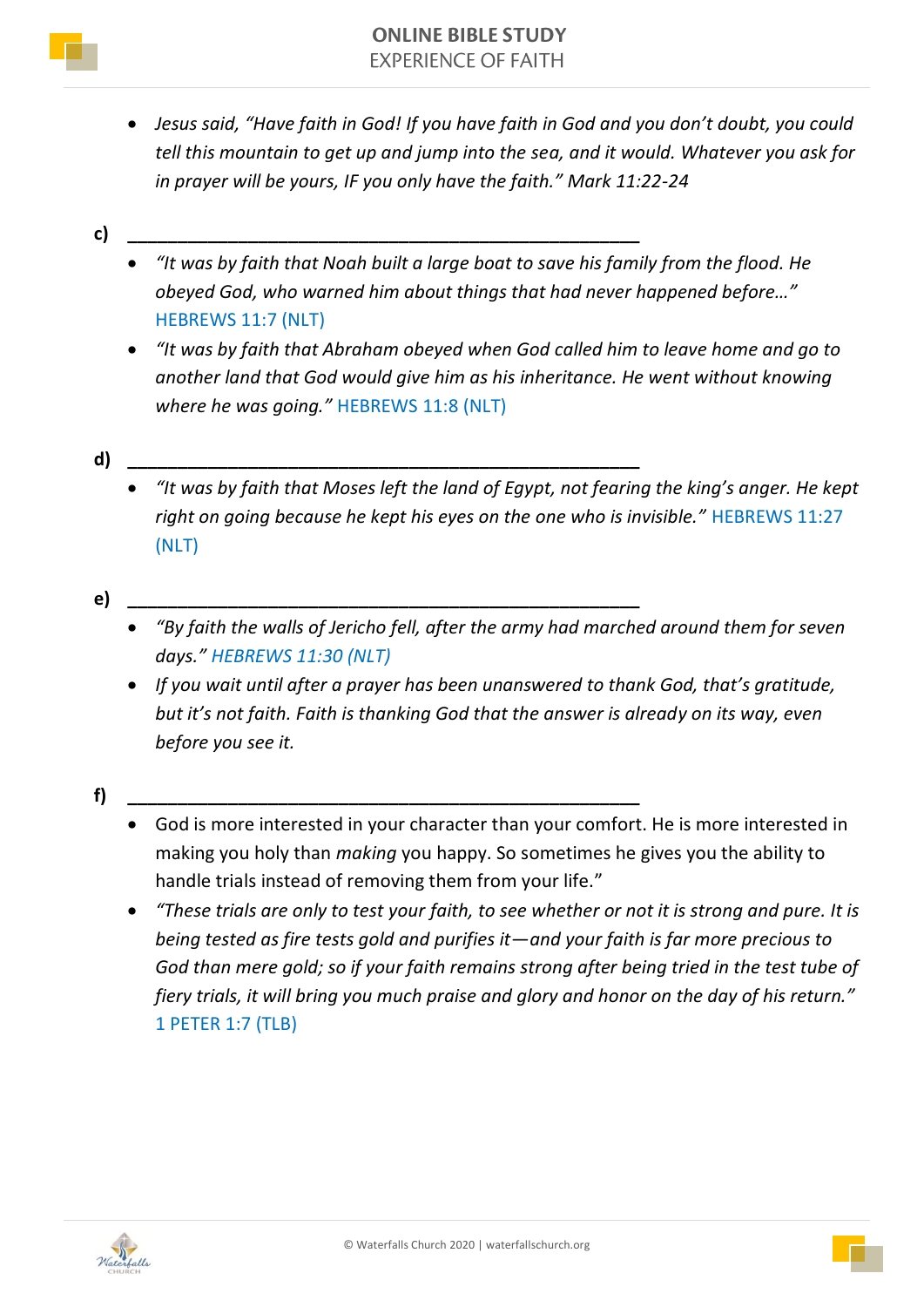- *Jesus said, "Have faith in God! If you have faith in God and you don't doubt, you could tell this mountain to get up and jump into the sea, and it would. Whatever you ask for in prayer will be yours, IF you only have the faith." Mark 11:22-24*

**c) \_\_\_\_\_\_\_\_\_\_\_\_\_\_\_\_\_\_\_\_\_\_\_\_\_\_\_\_\_\_\_\_\_\_\_\_\_\_\_\_\_\_\_\_\_\_\_\_\_\_\_\_**

- *"It was by faith that Noah built a large boat to save his family from the flood. He obeyed God, who warned him about things that had never happened before…"* HEBREWS 11:7 (NLT)
- *"It was by faith that Abraham obeyed when God called him to leave home and go to another land that God would give him as his inheritance. He went without knowing where he was going."* HEBREWS 11:8 (NLT)

**d) \_\_\_\_\_\_\_\_\_\_\_\_\_\_\_\_\_\_\_\_\_\_\_\_\_\_\_\_\_\_\_\_\_\_\_\_\_\_\_\_\_\_\_\_\_\_\_\_\_\_\_\_**

- *"It was by faith that Moses left the land of Egypt, not fearing the king's anger. He kept right on going because he kept his eyes on the one who is invisible."* HEBREWS 11:27 (NLT)

**e) \_\_\_\_\_\_\_\_\_\_\_\_\_\_\_\_\_\_\_\_\_\_\_\_\_\_\_\_\_\_\_\_\_\_\_\_\_\_\_\_\_\_\_\_\_\_\_\_\_\_\_\_**

- *"By faith the walls of Jericho fell, after the army had marched around them for seven days." HEBREWS 11:30 (NLT)*
- *If you wait until after a prayer has been unanswered to thank God, that's gratitude, but it's not faith. Faith is thanking God that the answer is already on its way, even before you see it.*

**f) \_\_\_\_\_\_\_\_\_\_\_\_\_\_\_\_\_\_\_\_\_\_\_\_\_\_\_\_\_\_\_\_\_\_\_\_\_\_\_\_\_\_\_\_\_\_\_\_\_\_\_\_**

- God is more interested in your character than your comfort. He is more interested in making you holy than *making* you happy. So sometimes he gives you the ability to handle trials instead of removing them from your life."
- *"These trials are only to test your faith, to see whether or not it is strong and pure. It is being tested as fire tests gold and purifies it—and your faith is far more precious to God than mere gold; so if your faith remains strong after being tried in the test tube of fiery trials, it will bring you much praise and glory and honor on the day of his return."* 1 PETER 1:7 (TLB)